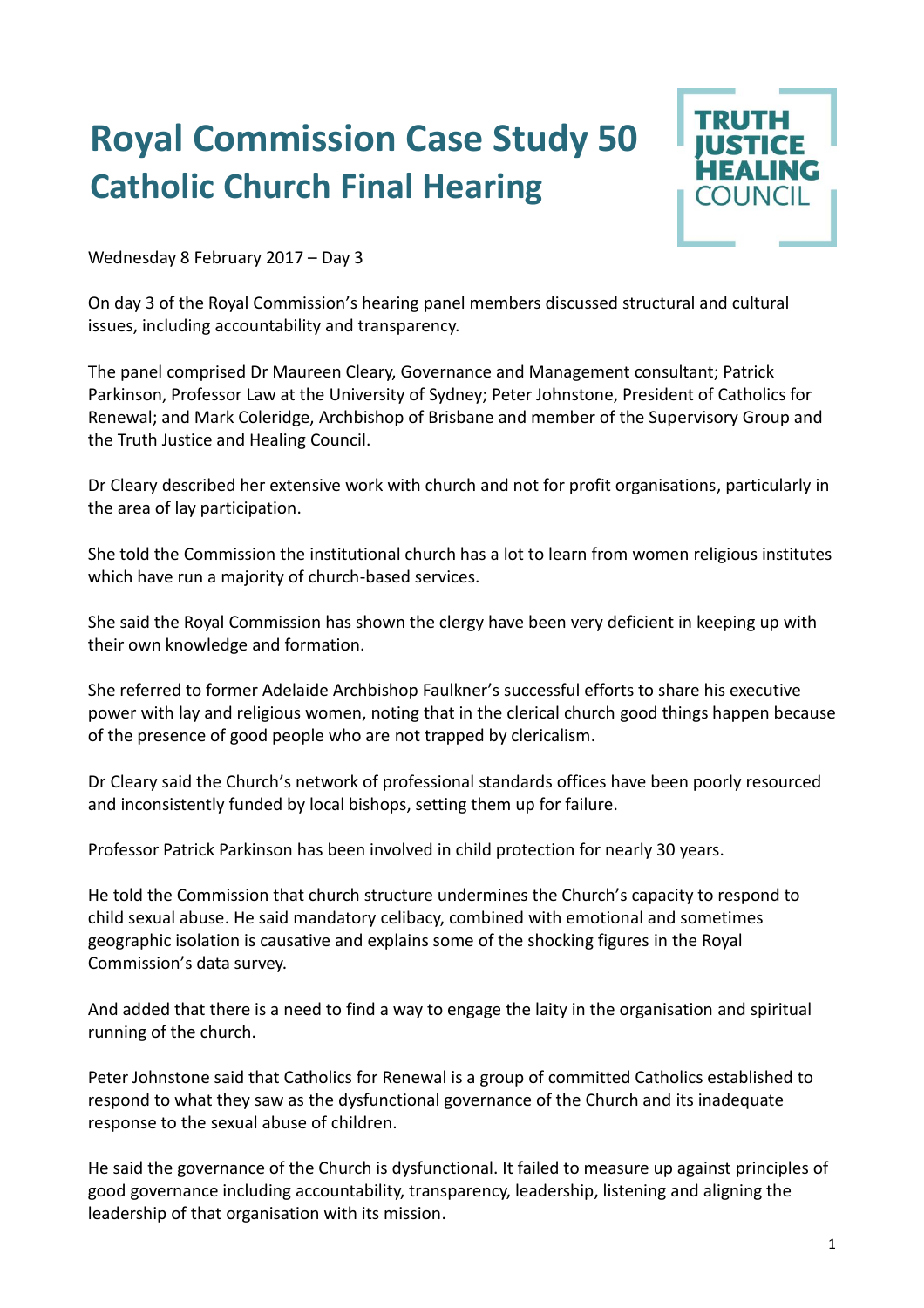# Royal Commission Case Study 50
## Catholic Church Final Hearing

TRUTH JUSTICE HEALING COUNCIL

Wednesday 8 February 2017 – Day 3

On day 3 of the Royal Commission's hearing panel members discussed structural and cultural issues, including accountability and transparency.

The panel comprised Dr Maureen Cleary, Governance and Management consultant; Patrick Parkinson, Professor Law at the University of Sydney; Peter Johnstone, President of Catholics for Renewal; and Mark Coleridge, Archbishop of Brisbane and member of the Supervisory Group and the Truth Justice and Healing Council.

Dr Cleary described her extensive work with church and not for profit organisations, particularly in the area of lay participation.

She told the Commission the institutional church has a lot to learn from women religious institutes which have run a majority of church-based services.

She said the Royal Commission has shown the clergy have been very deficient in keeping up with their own knowledge and formation.

She referred to former Adelaide Archbishop Faulkner's successful efforts to share his executive power with lay and religious women, noting that in the clerical church good things happen because of the presence of good people who are not trapped by clericalism.

Dr Cleary said the Church's network of professional standards offices have been poorly resourced and inconsistently funded by local bishops, setting them up for failure.

Professor Patrick Parkinson has been involved in child protection for nearly 30 years.

He told the Commission that church structure undermines the Church's capacity to respond to child sexual abuse. He said mandatory celibacy, combined with emotional and sometimes geographic isolation is causative and explains some of the shocking figures in the Royal Commission's data survey.

And added that there is a need to find a way to engage the laity in the organisation and spiritual running of the church.

Peter Johnstone said that Catholics for Renewal is a group of committed Catholics established to respond to what they saw as the dysfunctional governance of the Church and its inadequate response to the sexual abuse of children.

He said the governance of the Church is dysfunctional. It failed to measure up against principles of good governance including accountability, transparency, leadership, listening and aligning the leadership of that organisation with its mission.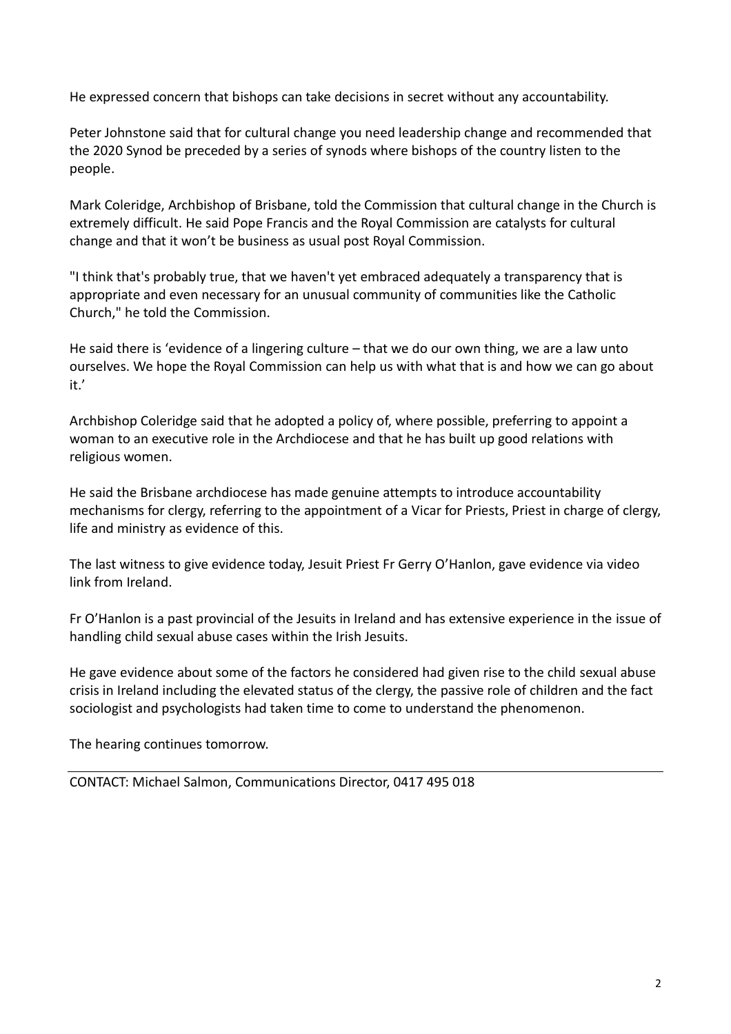He expressed concern that bishops can take decisions in secret without any accountability.

Peter Johnstone said that for cultural change you need leadership change and recommended that the 2020 Synod be preceded by a series of synods where bishops of the country listen to the people.

Mark Coleridge, Archbishop of Brisbane, told the Commission that cultural change in the Church is extremely difficult. He said Pope Francis and the Royal Commission are catalysts for cultural change and that it won't be business as usual post Royal Commission.

"I think that's probably true, that we haven't yet embraced adequately a transparency that is appropriate and even necessary for an unusual community of communities like the Catholic Church," he told the Commission.

He said there is 'evidence of a lingering culture – that we do our own thing, we are a law unto ourselves. We hope the Royal Commission can help us with what that is and how we can go about it.'

Archbishop Coleridge said that he adopted a policy of, where possible, preferring to appoint a woman to an executive role in the Archdiocese and that he has built up good relations with religious women.

He said the Brisbane archdiocese has made genuine attempts to introduce accountability mechanisms for clergy, referring to the appointment of a Vicar for Priests, Priest in charge of clergy, life and ministry as evidence of this.

The last witness to give evidence today, Jesuit Priest Fr Gerry O'Hanlon, gave evidence via video link from Ireland.

Fr O'Hanlon is a past provincial of the Jesuits in Ireland and has extensive experience in the issue of handling child sexual abuse cases within the Irish Jesuits.

He gave evidence about some of the factors he considered had given rise to the child sexual abuse crisis in Ireland including the elevated status of the clergy, the passive role of children and the fact sociologist and psychologists had taken time to come to understand the phenomenon.

The hearing continues tomorrow.

---

CONTACT: Michael Salmon, Communications Director, 0417 495 018